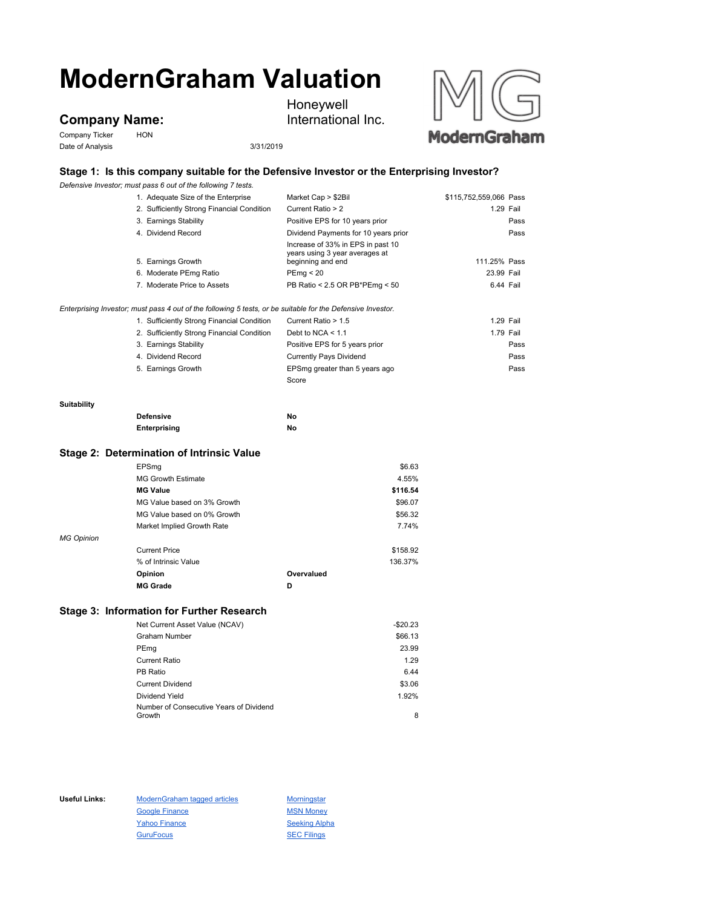# ModernGraham Valuation

## Company Name: Honeywell International Inc.

Company Ticker: HON

Date of Analysis: 3/31/2019

### Stage 1: Is this company suitable for the Defensive Investor or the Enterprising Investor?

*Defensive Investor; must pass 6 out of the following 7 tests.*

| Test | Criterion | Value | Result |
|---|---|---|---|
| 1. Adequate Size of the Enterprise | Market Cap > $2Bil | $115,752,559,066 | Pass |
| 2. Sufficiently Strong Financial Condition | Current Ratio > 2 | 1.29 | Fail |
| 3. Earnings Stability | Positive EPS for 10 years prior | | Pass |
| 4. Dividend Record | Dividend Payments for 10 years prior | | Pass |
| 5. Earnings Growth | Increase of 33% in EPS in past 10 years using 3 year averages at beginning and end | 111.25% | Pass |
| 6. Moderate PEmg Ratio | PEmg < 20 | 23.99 | Fail |
| 7. Moderate Price to Assets | PB Ratio < 2.5 OR PB*PEmg < 50 | 6.44 | Fail |

*Enterprising Investor; must pass 4 out of the following 5 tests, or be suitable for the Defensive Investor.*

| Test | Criterion | Value | Result |
|---|---|---|---|
| 1. Sufficiently Strong Financial Condition | Current Ratio > 1.5 | 1.29 | Fail |
| 2. Sufficiently Strong Financial Condition | Debt to NCA < 1.1 | 1.79 | Fail |
| 3. Earnings Stability | Positive EPS for 5 years prior | | Pass |
| 4. Dividend Record | Currently Pays Dividend | | Pass |
| 5. Earnings Growth | EPSmg greater than 5 years ago | | Pass |
| | Score | | |

**Suitability**

| | |
|---|---|
| **Defensive** | **No** |
| **Enterprising** | **No** |

### Stage 2: Determination of Intrinsic Value

| | |
|---|---|
| EPSmg | $6.63 |
| MG Growth Estimate | 4.55% |
| **MG Value** | **$116.54** |
| MG Value based on 3% Growth | $96.07 |
| MG Value based on 0% Growth | $56.32 |
| Market Implied Growth Rate | 7.74% |

*MG Opinion*

| | |
|---|---|
| Current Price | $158.92 |
| % of Intrinsic Value | 136.37% |
| **Opinion** | **Overvalued** |
| **MG Grade** | **D** |

### Stage 3: Information for Further Research

| | |
|---|---|
| Net Current Asset Value (NCAV) | -$20.23 |
| Graham Number | $66.13 |
| PEmg | 23.99 |
| Current Ratio | 1.29 |
| PB Ratio | 6.44 |
| Current Dividend | $3.06 |
| Dividend Yield | 1.92% |
| Number of Consecutive Years of Dividend Growth | 8 |

**Useful Links:**

- ModernGraham tagged articles
- Google Finance
- Yahoo Finance
- GuruFocus
- Morningstar
- MSN Money
- Seeking Alpha
- SEC Filings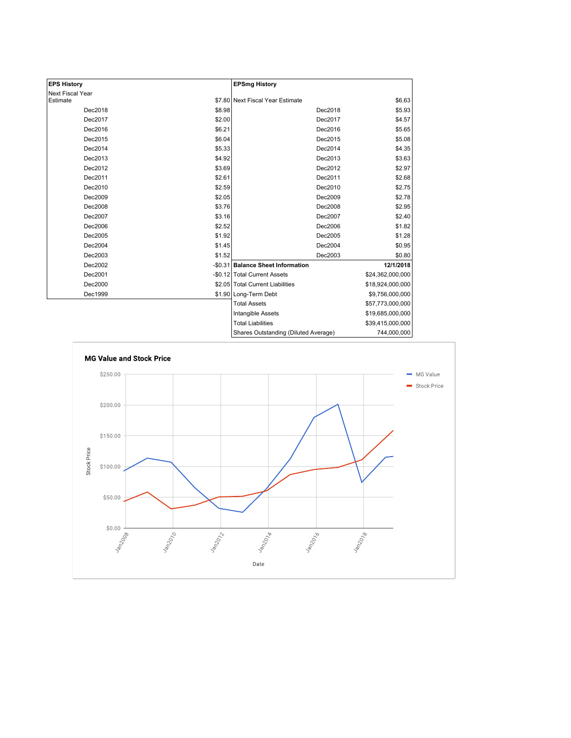| EPS History | | EPSmg History | |
|---|---|---|---|
| Next Fiscal Year Estimate | $7.80 | Next Fiscal Year Estimate | $6.63 |
| Dec2018 | $8.98 | Dec2018 | $5.93 |
| Dec2017 | $2.00 | Dec2017 | $4.57 |
| Dec2016 | $6.21 | Dec2016 | $5.65 |
| Dec2015 | $6.04 | Dec2015 | $5.08 |
| Dec2014 | $5.33 | Dec2014 | $4.35 |
| Dec2013 | $4.92 | Dec2013 | $3.63 |
| Dec2012 | $3.69 | Dec2012 | $2.97 |
| Dec2011 | $2.61 | Dec2011 | $2.68 |
| Dec2010 | $2.59 | Dec2010 | $2.75 |
| Dec2009 | $2.05 | Dec2009 | $2.78 |
| Dec2008 | $3.76 | Dec2008 | $2.95 |
| Dec2007 | $3.16 | Dec2007 | $2.40 |
| Dec2006 | $2.52 | Dec2006 | $1.82 |
| Dec2005 | $1.92 | Dec2005 | $1.28 |
| Dec2004 | $1.45 | Dec2004 | $0.95 |
| Dec2003 | $1.52 | Dec2003 | $0.80 |
| Dec2002 | -$0.31 | **Balance Sheet Information** | **12/1/2018** |
| Dec2001 | -$0.12 | Total Current Assets | $24,362,000,000 |
| Dec2000 | $2.05 | Total Current Liabilities | $18,924,000,000 |
| Dec1999 | $1.90 | Long-Term Debt | $9,756,000,000 |
| | | Total Assets | $57,773,000,000 |
| | | Intangible Assets | $19,685,000,000 |
| | | Total Liabilities | $39,415,000,000 |
| | | Shares Outstanding (Diluted Average) | 744,000,000 |

**MG Value and Stock Price**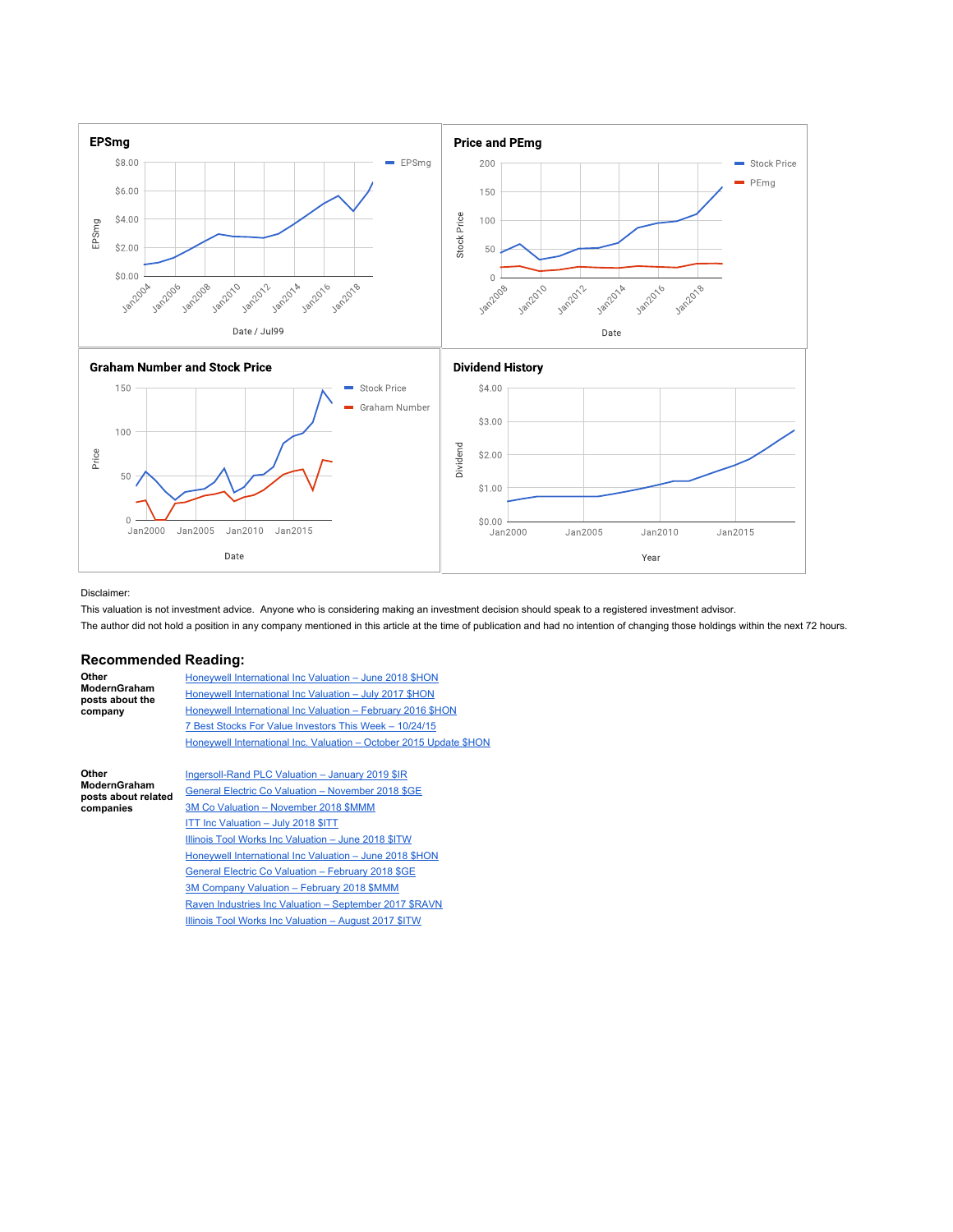EPSmg

$8.00
$6.00
$4.00
$2.00
$0.00

EPSmg

Jan2004 Jan2006 Jan2008 Jan2010 Jan2012 Jan2014 Jan2016 Jan2018

Date / Jul99

Price and PEmg

200
150
100
50
0

Stock Price

Stock Price
PEmg

Jan2008 Jan2010 Jan2012 Jan2014 Jan2016 Jan2018

Date

Graham Number and Stock Price

150
100
50
0

Price

Stock Price
Graham Number

Jan2000 Jan2005 Jan2010 Jan2015

Date

Dividend History

$4.00
$3.00
$2.00
$1.00
$0.00

Dividend

Jan2000 Jan2005 Jan2010 Jan2015

Year

Disclaimer:

This valuation is not investment advice. Anyone who is considering making an investment decision should speak to a registered investment advisor.

The author did not hold a position in any company mentioned in this article at the time of publication and had no intention of changing those holdings within the next 72 hours.

## Recommended Reading:

**Other ModernGraham posts about the company**

- Honeywell International Inc Valuation – June 2018 $HON
- Honeywell International Inc Valuation – July 2017 $HON
- Honeywell International Inc Valuation – February 2016 $HON
- 7 Best Stocks For Value Investors This Week – 10/24/15
- Honeywell International Inc. Valuation – October 2015 Update $HON

**Other ModernGraham posts about related companies**

- Ingersoll-Rand PLC Valuation – January 2019 $IR
- General Electric Co Valuation – November 2018 $GE
- 3M Co Valuation – November 2018 $MMM
- ITT Inc Valuation – July 2018 $ITT
- Illinois Tool Works Inc Valuation – June 2018 $ITW
- Honeywell International Inc Valuation – June 2018 $HON
- General Electric Co Valuation – February 2018 $GE
- 3M Company Valuation – February 2018 $MMM
- Raven Industries Inc Valuation – September 2017 $RAVN
- Illinois Tool Works Inc Valuation – August 2017 $ITW